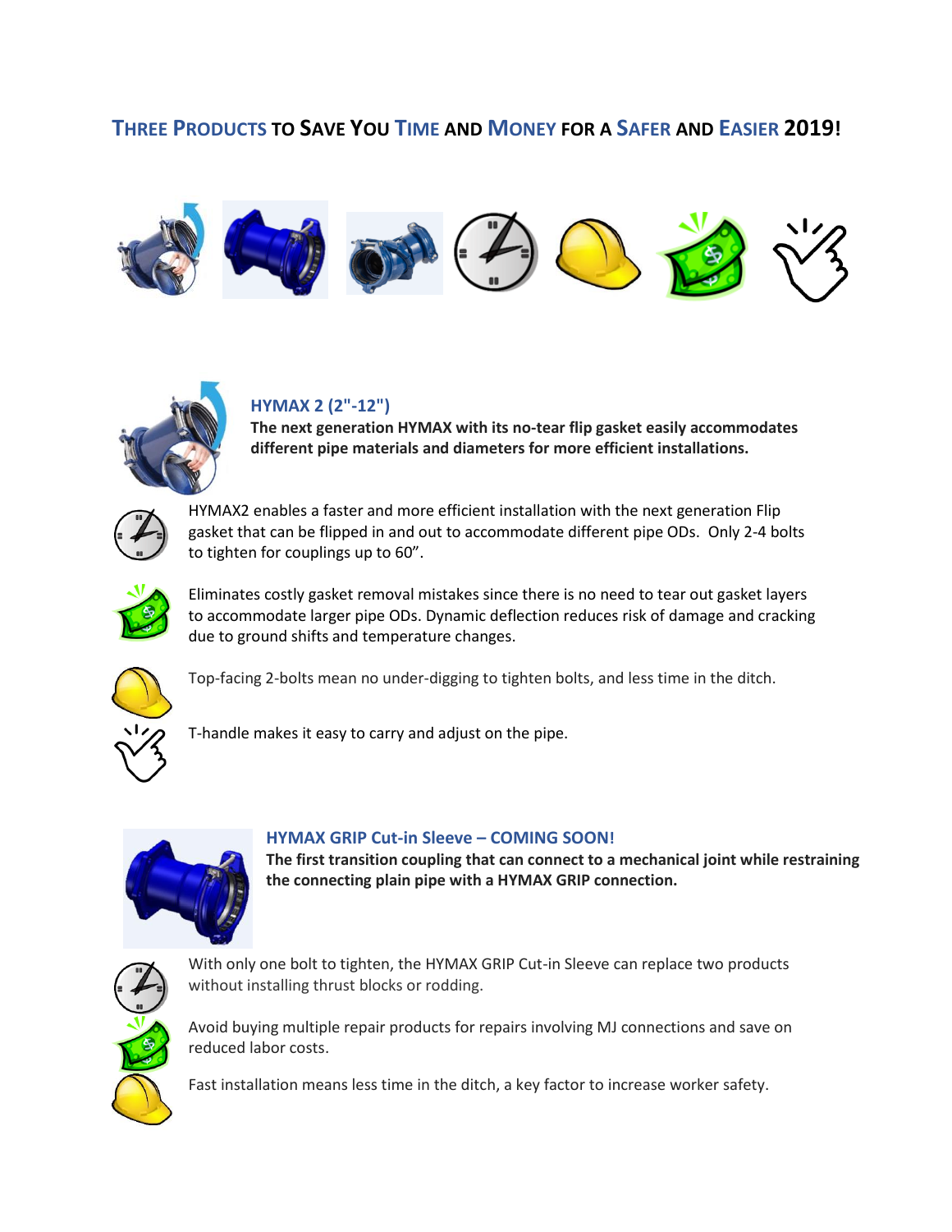# Three Products to Save You Time and Money for a Safer and Easier 2019!

## HYMAX 2 (2"-12")

**The next generation HYMAX with its no-tear flip gasket easily accommodates different pipe materials and diameters for more efficient installations.**

HYMAX2 enables a faster and more efficient installation with the next generation Flip gasket that can be flipped in and out to accommodate different pipe ODs. Only 2-4 bolts to tighten for couplings up to 60”.

Eliminates costly gasket removal mistakes since there is no need to tear out gasket layers to accommodate larger pipe ODs. Dynamic deflection reduces risk of damage and cracking due to ground shifts and temperature changes.

Top-facing 2-bolts mean no under-digging to tighten bolts, and less time in the ditch.

T-handle makes it easy to carry and adjust on the pipe.

## HYMAX GRIP Cut-in Sleeve – COMING SOON!

**The first transition coupling that can connect to a mechanical joint while restraining the connecting plain pipe with a HYMAX GRIP connection.**

With only one bolt to tighten, the HYMAX GRIP Cut-in Sleeve can replace two products without installing thrust blocks or rodding.

Avoid buying multiple repair products for repairs involving MJ connections and save on reduced labor costs.

Fast installation means less time in the ditch, a key factor to increase worker safety.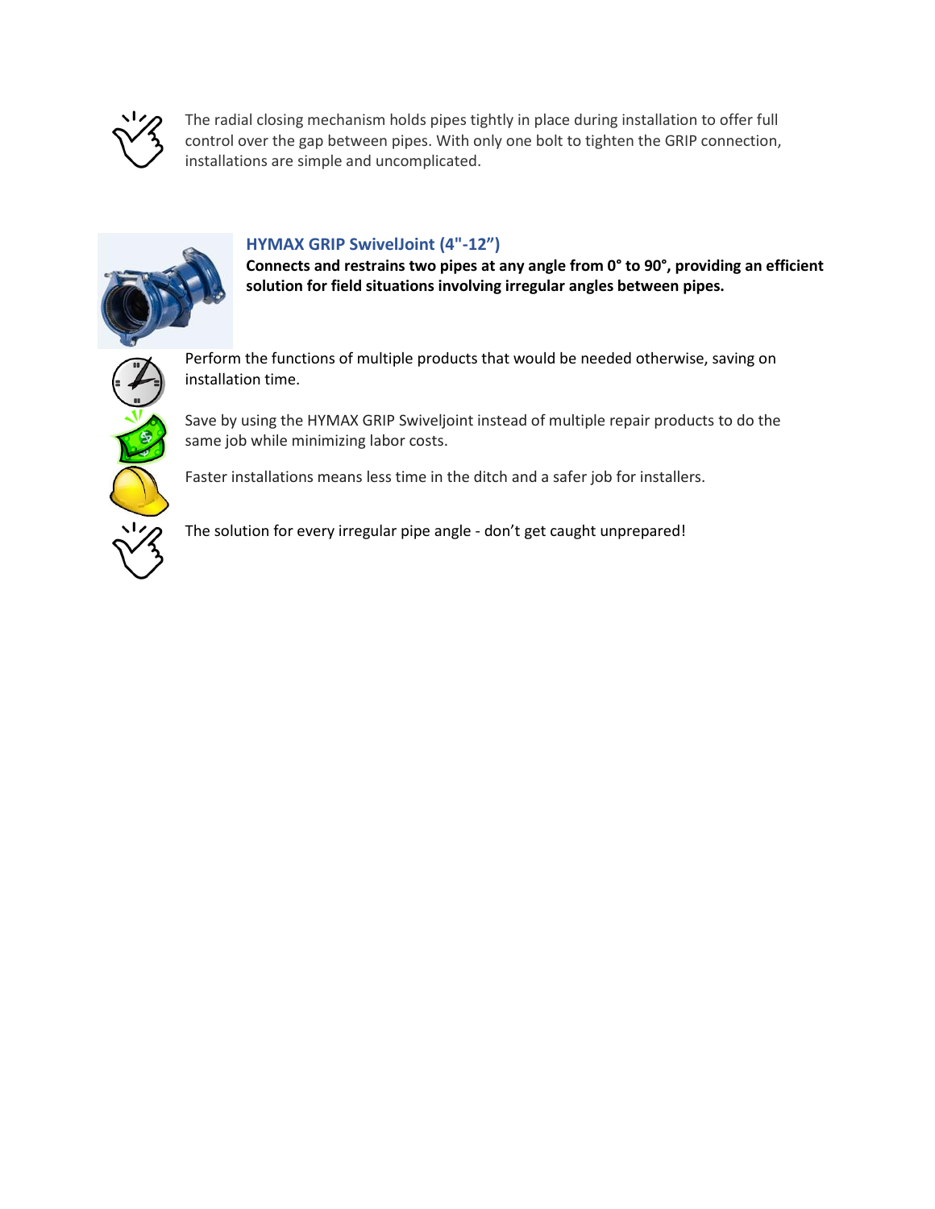The radial closing mechanism holds pipes tightly in place during installation to offer full control over the gap between pipes. With only one bolt to tighten the GRIP connection, installations are simple and uncomplicated.

### HYMAX GRIP SwivelJoint (4"-12”)

**Connects and restrains two pipes at any angle from 0° to 90°, providing an efficient solution for field situations involving irregular angles between pipes.**

Perform the functions of multiple products that would be needed otherwise, saving on installation time.

Save by using the HYMAX GRIP Swiveljoint instead of multiple repair products to do the same job while minimizing labor costs.

Faster installations means less time in the ditch and a safer job for installers.

The solution for every irregular pipe angle - don’t get caught unprepared!